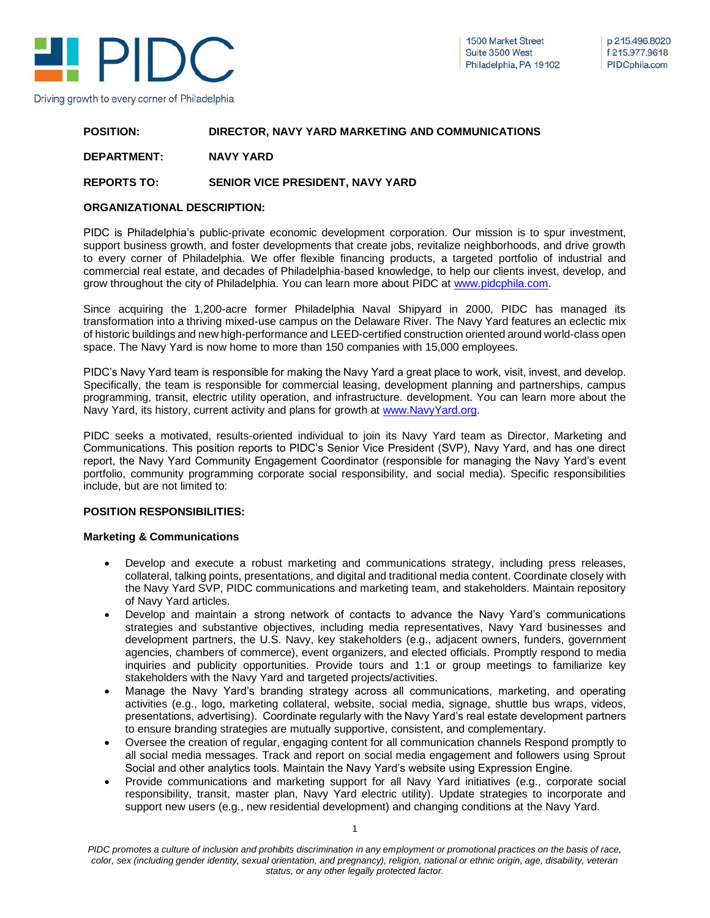# PIDC

Driving growth to every corner of Philadelphia

1500 Market Street
Suite 3500 West
Philadelphia, PA 19102

p 215.496.8020
f 215.977.9618
PIDCphila.com

**POSITION:** **DIRECTOR, NAVY YARD MARKETING AND COMMUNICATIONS**

**DEPARTMENT:** **NAVY YARD**

**REPORTS TO:** **SENIOR VICE PRESIDENT, NAVY YARD**

**ORGANIZATIONAL DESCRIPTION:**

PIDC is Philadelphia's public-private economic development corporation. Our mission is to spur investment, support business growth, and foster developments that create jobs, revitalize neighborhoods, and drive growth to every corner of Philadelphia. We offer flexible financing products, a targeted portfolio of industrial and commercial real estate, and decades of Philadelphia-based knowledge, to help our clients invest, develop, and grow throughout the city of Philadelphia. You can learn more about PIDC at [www.pidcphila.com](www.pidcphila.com).

Since acquiring the 1,200-acre former Philadelphia Naval Shipyard in 2000, PIDC has managed its transformation into a thriving mixed-use campus on the Delaware River. The Navy Yard features an eclectic mix of historic buildings and new high-performance and LEED-certified construction oriented around world-class open space. The Navy Yard is now home to more than 150 companies with 15,000 employees.

PIDC's Navy Yard team is responsible for making the Navy Yard a great place to work, visit, invest, and develop. Specifically, the team is responsible for commercial leasing, development planning and partnerships, campus programming, transit, electric utility operation, and infrastructure. development. You can learn more about the Navy Yard, its history, current activity and plans for growth at [www.NavyYard.org](www.NavyYard.org).

PIDC seeks a motivated, results-oriented individual to join its Navy Yard team as Director, Marketing and Communications. This position reports to PIDC's Senior Vice President (SVP), Navy Yard, and has one direct report, the Navy Yard Community Engagement Coordinator (responsible for managing the Navy Yard's event portfolio, community programming corporate social responsibility, and social media). Specific responsibilities include, but are not limited to:

**POSITION RESPONSIBILITIES:**

**Marketing & Communications**

- Develop and execute a robust marketing and communications strategy, including press releases, collateral, talking points, presentations, and digital and traditional media content. Coordinate closely with the Navy Yard SVP, PIDC communications and marketing team, and stakeholders. Maintain repository of Navy Yard articles.
- Develop and maintain a strong network of contacts to advance the Navy Yard's communications strategies and substantive objectives, including media representatives, Navy Yard businesses and development partners, the U.S. Navy, key stakeholders (e.g., adjacent owners, funders, government agencies, chambers of commerce), event organizers, and elected officials. Promptly respond to media inquiries and publicity opportunities. Provide tours and 1:1 or group meetings to familiarize key stakeholders with the Navy Yard and targeted projects/activities.
- Manage the Navy Yard's branding strategy across all communications, marketing, and operating activities (e.g., logo, marketing collateral, website, social media, signage, shuttle bus wraps, videos, presentations, advertising). Coordinate regularly with the Navy Yard's real estate development partners to ensure branding strategies are mutually supportive, consistent, and complementary.
- Oversee the creation of regular, engaging content for all communication channels Respond promptly to all social media messages. Track and report on social media engagement and followers using Sprout Social and other analytics tools. Maintain the Navy Yard's website using Expression Engine.
- Provide communications and marketing support for all Navy Yard initiatives (e.g., corporate social responsibility, transit, master plan, Navy Yard electric utility). Update strategies to incorporate and support new users (e.g., new residential development) and changing conditions at the Navy Yard.

*PIDC promotes a culture of inclusion and prohibits discrimination in any employment or promotional practices on the basis of race, color, sex (including gender identity, sexual orientation, and pregnancy), religion, national or ethnic origin, age, disability, veteran status, or any other legally protected factor.*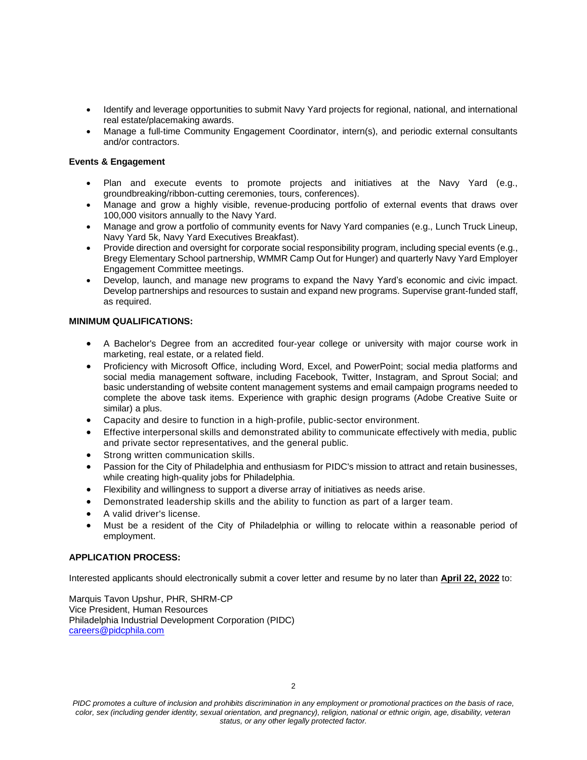- Identify and leverage opportunities to submit Navy Yard projects for regional, national, and international real estate/placemaking awards.
- Manage a full-time Community Engagement Coordinator, intern(s), and periodic external consultants and/or contractors.

**Events & Engagement**

- Plan and execute events to promote projects and initiatives at the Navy Yard (e.g., groundbreaking/ribbon-cutting ceremonies, tours, conferences).
- Manage and grow a highly visible, revenue-producing portfolio of external events that draws over 100,000 visitors annually to the Navy Yard.
- Manage and grow a portfolio of community events for Navy Yard companies (e.g., Lunch Truck Lineup, Navy Yard 5k, Navy Yard Executives Breakfast).
- Provide direction and oversight for corporate social responsibility program, including special events (e.g., Bregy Elementary School partnership, WMMR Camp Out for Hunger) and quarterly Navy Yard Employer Engagement Committee meetings.
- Develop, launch, and manage new programs to expand the Navy Yard's economic and civic impact. Develop partnerships and resources to sustain and expand new programs. Supervise grant-funded staff, as required.

**MINIMUM QUALIFICATIONS:**

- A Bachelor's Degree from an accredited four-year college or university with major course work in marketing, real estate, or a related field.
- Proficiency with Microsoft Office, including Word, Excel, and PowerPoint; social media platforms and social media management software, including Facebook, Twitter, Instagram, and Sprout Social; and basic understanding of website content management systems and email campaign programs needed to complete the above task items. Experience with graphic design programs (Adobe Creative Suite or similar) a plus.
- Capacity and desire to function in a high-profile, public-sector environment.
- Effective interpersonal skills and demonstrated ability to communicate effectively with media, public and private sector representatives, and the general public.
- Strong written communication skills.
- Passion for the City of Philadelphia and enthusiasm for PIDC's mission to attract and retain businesses, while creating high-quality jobs for Philadelphia.
- Flexibility and willingness to support a diverse array of initiatives as needs arise.
- Demonstrated leadership skills and the ability to function as part of a larger team.
- A valid driver's license.
- Must be a resident of the City of Philadelphia or willing to relocate within a reasonable period of employment.

**APPLICATION PROCESS:**

Interested applicants should electronically submit a cover letter and resume by no later than **April 22, 2022** to:

Marquis Tavon Upshur, PHR, SHRM-CP
Vice President, Human Resources
Philadelphia Industrial Development Corporation (PIDC)
careers@pidcphila.com

*PIDC promotes a culture of inclusion and prohibits discrimination in any employment or promotional practices on the basis of race, color, sex (including gender identity, sexual orientation, and pregnancy), religion, national or ethnic origin, age, disability, veteran status, or any other legally protected factor.*